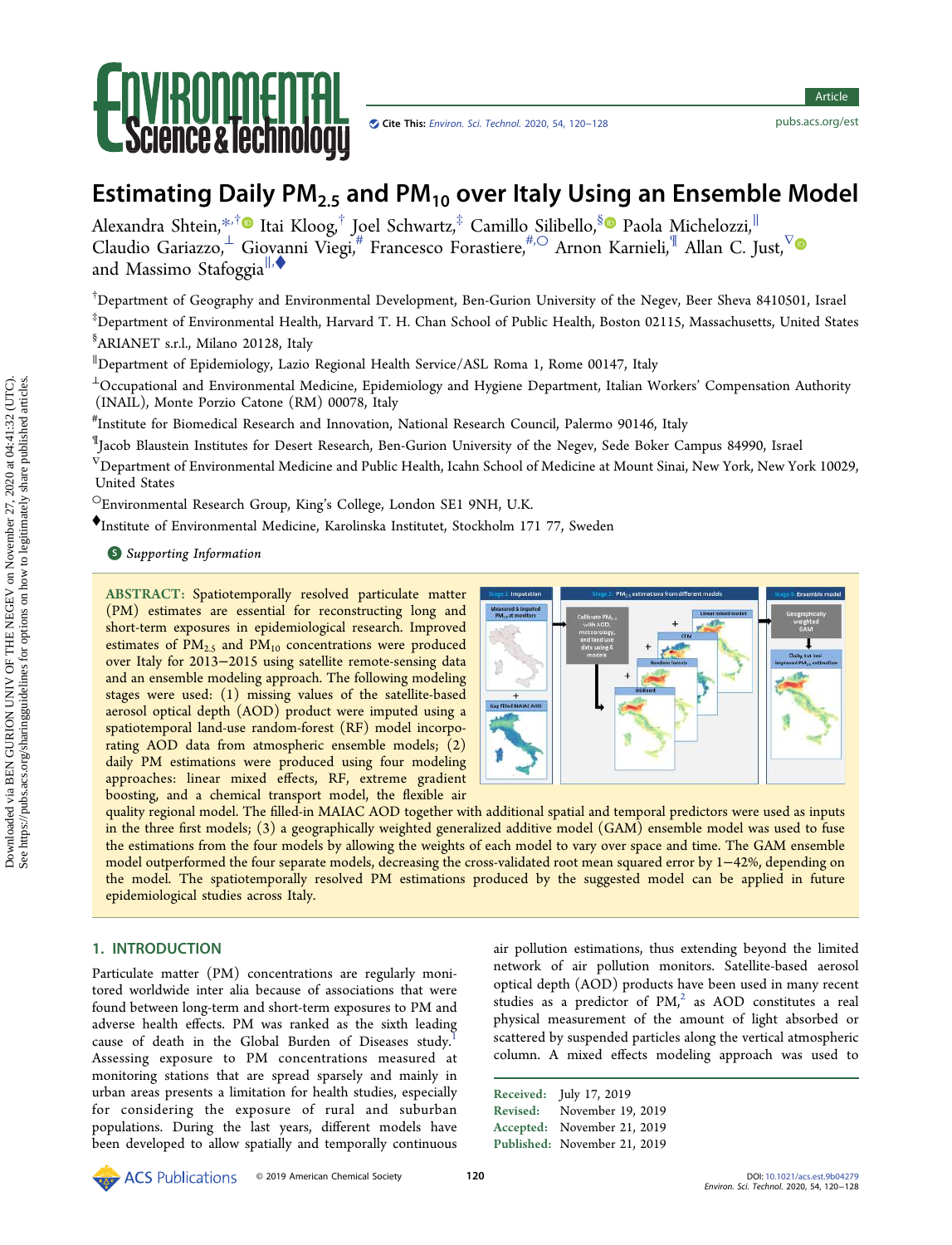# Estimating Daily $PM_{2.5}$ and $PM_{10}$ over Italy Using an Ensemble Model

Alexandra Shtein,[*,†] Itai Kloog,[†] Joel Schwartz,[‡] Camillo Silibello,[§] Paola Michelozzi,[∥] Claudio Gariazzo,[⊥] Giovanni Viegi,[#] Francesco Forastiere,[#,○] Arnon Karnieli,[¶] Allan C. Just,[∇] and Massimo Stafoggia[∥,♦]

[†]Department of Geography and Environmental Development, Ben-Gurion University of the Negev, Beer Sheva 8410501, Israel

[‡]Department of Environmental Health, Harvard T. H. Chan School of Public Health, Boston 02115, Massachusetts, United States

[§]ARIANET s.r.l., Milano 20128, Italy

[∥]Department of Epidemiology, Lazio Regional Health Service/ASL Roma 1, Rome 00147, Italy

[⊥]Occupational and Environmental Medicine, Epidemiology and Hygiene Department, Italian Workers' Compensation Authority (INAIL), Monte Porzio Catone (RM) 00078, Italy

[#]Institute for Biomedical Research and Innovation, National Research Council, Palermo 90146, Italy

[¶]Jacob Blaustein Institutes for Desert Research, Ben-Gurion University of the Negev, Sede Boker Campus 84990, Israel

[∇]Department of Environmental Medicine and Public Health, Icahn School of Medicine at Mount Sinai, New York, New York 10029, United States

[○]Environmental Research Group, King's College, London SE1 9NH, U.K.

[♦]Institute of Environmental Medicine, Karolinska Institutet, Stockholm 171 77, Sweden

Supporting Information

**ABSTRACT:** Spatiotemporally resolved particulate matter (PM) estimates are essential for reconstructing long and short-term exposures in epidemiological research. Improved estimates of $PM_{2.5}$ and $PM_{10}$ concentrations were produced over Italy for 2013−2015 using satellite remote-sensing data and an ensemble modeling approach. The following modeling stages were used: (1) missing values of the satellite-based aerosol optical depth (AOD) product were imputed using a spatiotemporal land-use random-forest (RF) model incorporating AOD data from atmospheric ensemble models; (2) daily PM estimations were produced using four modeling approaches: linear mixed effects, RF, extreme gradient boosting, and a chemical transport model, the flexible air quality regional model. The filled-in MAIAC AOD together with additional spatial and temporal predictors were used as inputs in the three first models; (3) a geographically weighted generalized additive model (GAM) ensemble model was used to fuse the estimations from the four models by allowing the weights of each model to vary over space and time. The GAM ensemble model outperformed the four separate models, decreasing the cross-validated root mean squared error by 1−42%, depending on the model. The spatiotemporally resolved PM estimations produced by the suggested model can be applied in future epidemiological studies across Italy.

## 1. INTRODUCTION

Particulate matter (PM) concentrations are regularly monitored worldwide inter alia because of associations that were found between long-term and short-term exposures to PM and adverse health effects. PM was ranked as the sixth leading cause of death in the Global Burden of Diseases study.[1] Assessing exposure to PM concentrations measured at monitoring stations that are spread sparsely and mainly in urban areas presents a limitation for health studies, especially for considering the exposure of rural and suburban populations. During the last years, different models have been developed to allow spatially and temporally continuous air pollution estimations, thus extending beyond the limited network of air pollution monitors. Satellite-based aerosol optical depth (AOD) products have been used in many recent studies as a predictor of PM,[2] as AOD constitutes a real physical measurement of the amount of light absorbed or scattered by suspended particles along the vertical atmospheric column. A mixed effects modeling approach was used to

Received: July 17, 2019
Revised: November 19, 2019
Accepted: November 21, 2019
Published: November 21, 2019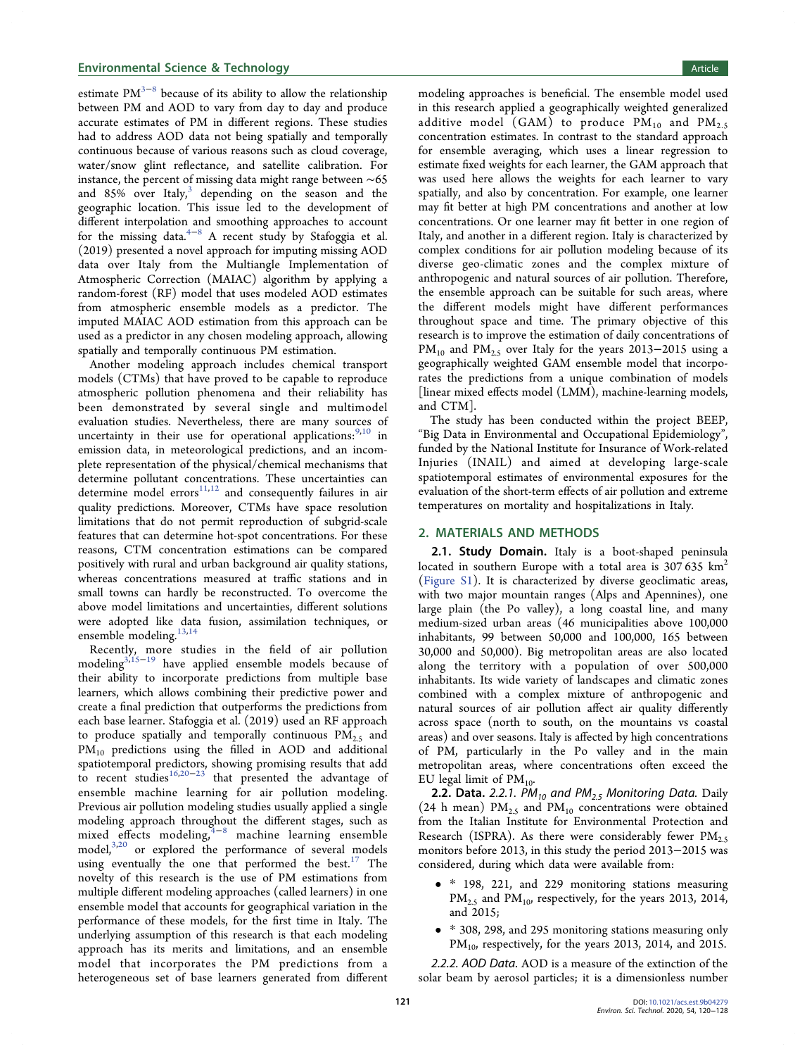estimate PM[3−8] because of its ability to allow the relationship between PM and AOD to vary from day to day and produce accurate estimates of PM in different regions. These studies had to address AOD data not being spatially and temporally continuous because of various reasons such as cloud coverage, water/snow glint reflectance, and satellite calibration. For instance, the percent of missing data might range between ∼65 and 85% over Italy,[3] depending on the season and the geographic location. This issue led to the development of different interpolation and smoothing approaches to account for the missing data.[4−8] A recent study by Stafoggia et al. (2019) presented a novel approach for imputing missing AOD data over Italy from the Multiangle Implementation of Atmospheric Correction (MAIAC) algorithm by applying a random-forest (RF) model that uses modeled AOD estimates from atmospheric ensemble models as a predictor. The imputed MAIAC AOD estimation from this approach can be used as a predictor in any chosen modeling approach, allowing spatially and temporally continuous PM estimation.

Another modeling approach includes chemical transport models (CTMs) that have proved to be capable to reproduce atmospheric pollution phenomena and their reliability has been demonstrated by several single and multimodel evaluation studies. Nevertheless, there are many sources of uncertainty in their use for operational applications:[9,10] in emission data, in meteorological predictions, and an incomplete representation of the physical/chemical mechanisms that determine pollutant concentrations. These uncertainties can determine model errors[11,12] and consequently failures in air quality predictions. Moreover, CTMs have space resolution limitations that do not permit reproduction of subgrid-scale features that can determine hot-spot concentrations. For these reasons, CTM concentration estimations can be compared positively with rural and urban background air quality stations, whereas concentrations measured at traffic stations and in small towns can hardly be reconstructed. To overcome the above model limitations and uncertainties, different solutions were adopted like data fusion, assimilation techniques, or ensemble modeling.[13,14]

Recently, more studies in the field of air pollution modeling[3,15−19] have applied ensemble models because of their ability to incorporate predictions from multiple base learners, which allows combining their predictive power and create a final prediction that outperforms the predictions from each base learner. Stafoggia et al. (2019) used an RF approach to produce spatially and temporally continuous $PM_{2.5}$ and $PM_{10}$ predictions using the filled in AOD and additional spatiotemporal predictors, showing promising results that add to recent studies[16,20−23] that presented the advantage of ensemble machine learning for air pollution modeling. Previous air pollution modeling studies usually applied a single modeling approach throughout the different stages, such as mixed effects modeling,[4−8] machine learning ensemble model,[3,20] or explored the performance of several models using eventually the one that performed the best.[17] The novelty of this research is the use of PM estimations from multiple different modeling approaches (called learners) in one ensemble model that accounts for geographical variation in the performance of these models, for the first time in Italy. The underlying assumption of this research is that each modeling approach has its merits and limitations, and an ensemble model that incorporates the PM predictions from a heterogeneous set of base learners generated from different modeling approaches is beneficial. The ensemble model used in this research applied a geographically weighted generalized additive model (GAM) to produce $PM_{10}$ and $PM_{2.5}$ concentration estimates. In contrast to the standard approach for ensemble averaging, which uses a linear regression to estimate fixed weights for each learner, the GAM approach that was used here allows the weights for each learner to vary spatially, and also by concentration. For example, one learner may fit better at high PM concentrations and another at low concentrations. Or one learner may fit better in one region of Italy, and another in a different region. Italy is characterized by complex conditions for air pollution modeling because of its diverse geo-climatic zones and the complex mixture of anthropogenic and natural sources of air pollution. Therefore, the ensemble approach can be suitable for such areas, where the different models might have different performances throughout space and time. The primary objective of this research is to improve the estimation of daily concentrations of $PM_{10}$ and $PM_{2.5}$ over Italy for the years 2013−2015 using a geographically weighted GAM ensemble model that incorporates the predictions from a unique combination of models [linear mixed effects model (LMM), machine-learning models, and CTM].

The study has been conducted within the project BEEP, "Big Data in Environmental and Occupational Epidemiology", funded by the National Institute for Insurance of Work-related Injuries (INAIL) and aimed at developing large-scale spatiotemporal estimates of environmental exposures for the evaluation of the short-term effects of air pollution and extreme temperatures on mortality and hospitalizations in Italy.

## 2. MATERIALS AND METHODS

**2.1. Study Domain.** Italy is a boot-shaped peninsula located in southern Europe with a total area is 307 635 $km^2$ (Figure S1). It is characterized by diverse geoclimatic areas, with two major mountain ranges (Alps and Apennines), one large plain (the Po valley), a long coastal line, and many medium-sized urban areas (46 municipalities above 100,000 inhabitants, 99 between 50,000 and 100,000, 165 between 30,000 and 50,000). Big metropolitan areas are also located along the territory with a population of over 500,000 inhabitants. Its wide variety of landscapes and climatic zones combined with a complex mixture of anthropogenic and natural sources of air pollution affect air quality differently across space (north to south, on the mountains vs coastal areas) and over seasons. Italy is affected by high concentrations of PM, particularly in the Po valley and in the main metropolitan areas, where concentrations often exceed the EU legal limit of $PM_{10}$.

**2.2. Data.** *2.2.1. $PM_{10}$ and $PM_{2.5}$ Monitoring Data.* Daily (24 h mean) $PM_{2.5}$ and $PM_{10}$ concentrations were obtained from the Italian Institute for Environmental Protection and Research (ISPRA). As there were considerably fewer $PM_{2.5}$ monitors before 2013, in this study the period 2013−2015 was considered, during which data were available from:

- * 198, 221, and 229 monitoring stations measuring $PM_{2.5}$ and $PM_{10}$, respectively, for the years 2013, 2014, and 2015;
- * 308, 298, and 295 monitoring stations measuring only $PM_{10}$, respectively, for the years 2013, 2014, and 2015.

*2.2.2. AOD Data.* AOD is a measure of the extinction of the solar beam by aerosol particles; it is a dimensionless number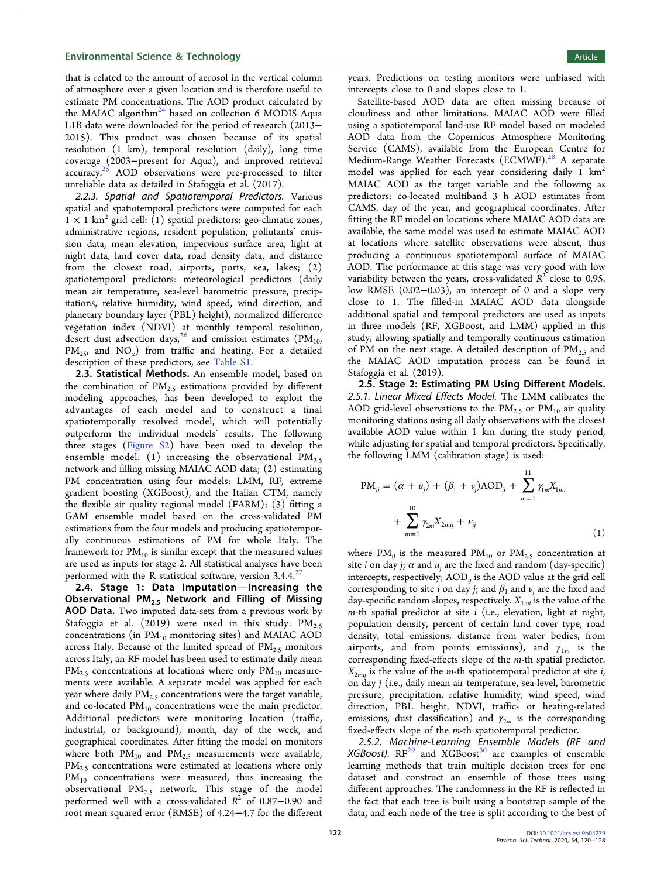that is related to the amount of aerosol in the vertical column of atmosphere over a given location and is therefore useful to estimate PM concentrations. The AOD product calculated by the MAIAC algorithm[24] based on collection 6 MODIS Aqua L1B data were downloaded for the period of research (2013−2015). This product was chosen because of its spatial resolution (1 km), temporal resolution (daily), long time coverage (2003−present for Aqua), and improved retrieval accuracy.[25] AOD observations were pre-processed to filter unreliable data as detailed in Stafoggia et al. (2017).

*2.2.3. Spatial and Spatiotemporal Predictors.* Various spatial and spatiotemporal predictors were computed for each $1 \times 1$ km$^2$ grid cell: (1) spatial predictors: geo-climatic zones, administrative regions, resident population, pollutants' emission data, mean elevation, impervious surface area, light at night data, land cover data, road density data, and distance from the closest road, airports, ports, sea, lakes; (2) spatiotemporal predictors: meteorological predictors (daily mean air temperature, sea-level barometric pressure, precipitations, relative humidity, wind speed, wind direction, and planetary boundary layer (PBL) height), normalized difference vegetation index (NDVI) at monthly temporal resolution, desert dust advection days,[26] and emission estimates ($PM_{10}$, $PM_{2.5}$, and $NO_x$) from traffic and heating. For a detailed description of these predictors, see Table S1.

**2.3. Statistical Methods.** An ensemble model, based on the combination of $PM_{2.5}$ estimations provided by different modeling approaches, has been developed to exploit the advantages of each model and to construct a final spatiotemporally resolved model, which will potentially outperform the individual models' results. The following three stages (Figure S2) have been used to develop the ensemble model: (1) increasing the observational $PM_{2.5}$ network and filling missing MAIAC AOD data; (2) estimating PM concentration using four models: LMM, RF, extreme gradient boosting (XGBoost), and the Italian CTM, namely the flexible air quality regional model (FARM); (3) fitting a GAM ensemble model based on the cross-validated PM estimations from the four models and producing spatiotemporally continuous estimations of PM for whole Italy. The framework for $PM_{10}$ is similar except that the measured values are used as inputs for stage 2. All statistical analyses have been performed with the R statistical software, version 3.4.4.[27]

**2.4. Stage 1: Data Imputation—Increasing the Observational $PM_{2.5}$ Network and Filling of Missing AOD Data.** Two imputed data-sets from a previous work by Stafoggia et al. (2019) were used in this study: $PM_{2.5}$ concentrations (in $PM_{10}$ monitoring sites) and MAIAC AOD across Italy. Because of the limited spread of $PM_{2.5}$ monitors across Italy, an RF model has been used to estimate daily mean $PM_{2.5}$ concentrations at locations where only $PM_{10}$ measurements were available. A separate model was applied for each year where daily $PM_{2.5}$ concentrations were the target variable, and co-located $PM_{10}$ concentrations were the main predictor. Additional predictors were monitoring location (traffic, industrial, or background), month, day of the week, and geographical coordinates. After fitting the model on monitors where both $PM_{10}$ and $PM_{2.5}$ measurements were available, $PM_{2.5}$ concentrations were estimated at locations where only $PM_{10}$ concentrations were measured, thus increasing the observational $PM_{2.5}$ network. This stage of the model performed well with a cross-validated $R^2$ of 0.87−0.90 and root mean squared error (RMSE) of 4.24−4.7 for the different years. Predictions on testing monitors were unbiased with intercepts close to 0 and slopes close to 1.

Satellite-based AOD data are often missing because of cloudiness and other limitations. MAIAC AOD were filled using a spatiotemporal land-use RF model based on modeled AOD data from the Copernicus Atmosphere Monitoring Service (CAMS), available from the European Centre for Medium-Range Weather Forecasts (ECMWF).[28] A separate model was applied for each year considering daily 1 km$^2$ MAIAC AOD as the target variable and the following as predictors: co-located multiband 3 h AOD estimates from CAMS, day of the year, and geographical coordinates. After fitting the RF model on locations where MAIAC AOD data are available, the same model was used to estimate MAIAC AOD at locations where satellite observations were absent, thus producing a continuous spatiotemporal surface of MAIAC AOD. The performance at this stage was very good with low variability between the years, cross-validated $R^2$ close to 0.95, low RMSE (0.02−0.03), an intercept of 0 and a slope very close to 1. The filled-in MAIAC AOD data alongside additional spatial and temporal predictors are used as inputs in three models (RF, XGBoost, and LMM) applied in this study, allowing spatially and temporally continuous estimation of PM on the next stage. A detailed description of $PM_{2.5}$ and the MAIAC AOD imputation process can be found in Stafoggia et al. (2019).

**2.5. Stage 2: Estimating PM Using Different Models.** *2.5.1. Linear Mixed Effects Model.* The LMM calibrates the AOD grid-level observations to the $PM_{2.5}$ or $PM_{10}$ air quality monitoring stations using all daily observations with the closest available AOD value within 1 km during the study period, while adjusting for spatial and temporal predictors. Specifically, the following LMM (calibration stage) is used:

$$\mathrm{PM}_{ij} = (\alpha + u_j) + (\beta_1 + v_j)\mathrm{AOD}_{ij} + \sum_{m=1}^{11} \gamma_{1m} X_{1mi} + \sum_{m=1}^{10} \gamma_{2m} X_{2mij} + \varepsilon_{ij} \tag{1}$$

where $PM_{ij}$ is the measured $PM_{10}$ or $PM_{2.5}$ concentration at site $i$ on day $j$; $\alpha$ and $u_j$ are the fixed and random (day-specific) intercepts, respectively; $AOD_{ij}$ is the AOD value at the grid cell corresponding to site $i$ on day $j$; and $\beta_1$ and $v_j$ are the fixed and day-specific random slopes, respectively. $X_{1mi}$ is the value of the $m$-th spatial predictor at site $i$ (i.e., elevation, light at night, population density, percent of certain land cover type, road density, total emissions, distance from water bodies, from airports, and from points emissions), and $\gamma_{1m}$ is the corresponding fixed-effects slope of the $m$-th spatial predictor. $X_{2mij}$ is the value of the $m$-th spatiotemporal predictor at site $i$, on day $j$ (i.e., daily mean air temperature, sea-level, barometric pressure, precipitation, relative humidity, wind speed, wind direction, PBL height, NDVI, traffic- or heating-related emissions, dust classification) and $\gamma_{2m}$ is the corresponding fixed-effects slope of the $m$-th spatiotemporal predictor.

*2.5.2. Machine-Learning Ensemble Models (RF and XGBoost).* RF[29] and XGBoost[30] are examples of ensemble learning methods that train multiple decision trees for one dataset and construct an ensemble of those trees using different approaches. The randomness in the RF is reflected in the fact that each tree is built using a bootstrap sample of the data, and each node of the tree is split according to the best of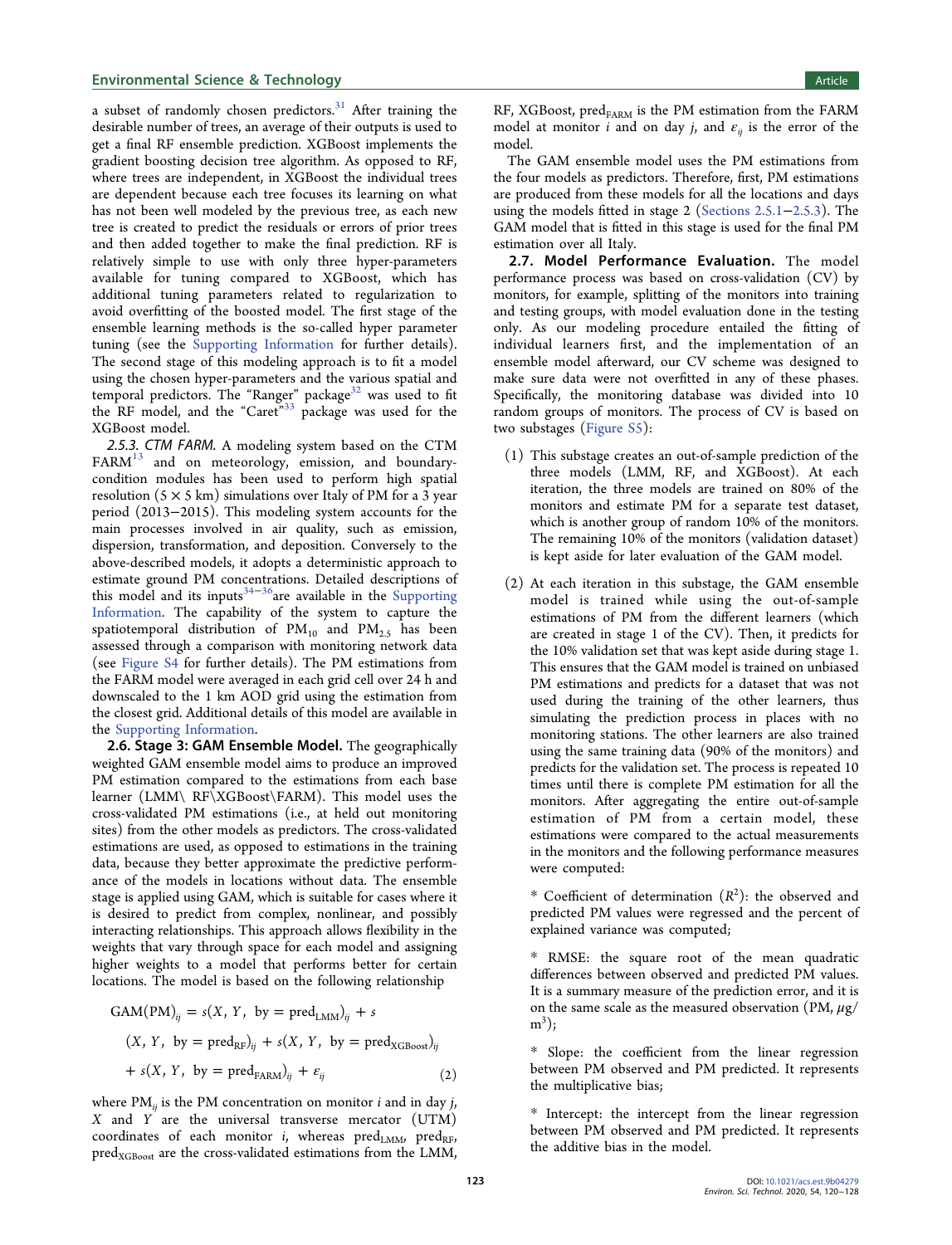a subset of randomly chosen predictors.[31] After training the desirable number of trees, an average of their outputs is used to get a final RF ensemble prediction. XGBoost implements the gradient boosting decision tree algorithm. As opposed to RF, where trees are independent, in XGBoost the individual trees are dependent because each tree focuses its learning on what has not been well modeled by the previous tree, as each new tree is created to predict the residuals or errors of prior trees and then added together to make the final prediction. RF is relatively simple to use with only three hyper-parameters available for tuning compared to XGBoost, which has additional tuning parameters related to regularization to avoid overfitting of the boosted model. The first stage of the ensemble learning methods is the so-called hyper parameter tuning (see the Supporting Information for further details). The second stage of this modeling approach is to fit a model using the chosen hyper-parameters and the various spatial and temporal predictors. The "Ranger" package[32] was used to fit the RF model, and the "Caret"[33] package was used for the XGBoost model.

*2.5.3. CTM FARM.* A modeling system based on the CTM FARM[13] and on meteorology, emission, and boundary-condition modules has been used to perform high spatial resolution (5 × 5 km) simulations over Italy of PM for a 3 year period (2013−2015). This modeling system accounts for the main processes involved in air quality, such as emission, dispersion, transformation, and deposition. Conversely to the above-described models, it adopts a deterministic approach to estimate ground PM concentrations. Detailed descriptions of this model and its inputs[34−36] are available in the Supporting Information. The capability of the system to capture the spatiotemporal distribution of $PM_{10}$ and $PM_{2.5}$ has been assessed through a comparison with monitoring network data (see Figure S4 for further details). The PM estimations from the FARM model were averaged in each grid cell over 24 h and downscaled to the 1 km AOD grid using the estimation from the closest grid. Additional details of this model are available in the Supporting Information.

**2.6. Stage 3: GAM Ensemble Model.** The geographically weighted GAM ensemble model aims to produce an improved PM estimation compared to the estimations from each base learner (LMM\ RF\XGBoost\FARM). This model uses the cross-validated PM estimations (i.e., at held out monitoring sites) from the other models as predictors. The cross-validated estimations are used, as opposed to estimations in the training data, because they better approximate the predictive performance of the models in locations without data. The ensemble stage is applied using GAM, which is suitable for cases where it is desired to predict from complex, nonlinear, and possibly interacting relationships. This approach allows flexibility in the weights that vary through space for each model and assigning higher weights to a model that performs better for certain locations. The model is based on the following relationship

$$\begin{aligned}\text{GAM}(\text{PM})_{ij} &= s(X, Y, \text{ by} = \text{pred}_{\text{LMM}})_{ij} + s \\ &\quad (X, Y, \text{ by} = \text{pred}_{\text{RF}})_{ij} + s(X, Y, \text{ by} = \text{pred}_{\text{XGBoost}})_{ij} \\ &\quad + s(X, Y, \text{ by} = \text{pred}_{\text{FARM}})_{ij} + \varepsilon_{ij}\end{aligned} \tag{2}$$

where $PM_{ij}$ is the PM concentration on monitor $i$ and in day $j$, $X$ and $Y$ are the universal transverse mercator (UTM) coordinates of each monitor $i$, whereas $\text{pred}_{\text{LMM}}$, $\text{pred}_{\text{RF}}$, $\text{pred}_{\text{XGBoost}}$ are the cross-validated estimations from the LMM, RF, XGBoost, $\text{pred}_{\text{FARM}}$ is the PM estimation from the FARM model at monitor $i$ and on day $j$, and $\varepsilon_{ij}$ is the error of the model.

The GAM ensemble model uses the PM estimations from the four models as predictors. Therefore, first, PM estimations are produced from these models for all the locations and days using the models fitted in stage 2 (Sections 2.5.1−2.5.3). The GAM model that is fitted in this stage is used for the final PM estimation over all Italy.

**2.7. Model Performance Evaluation.** The model performance process was based on cross-validation (CV) by monitors, for example, splitting of the monitors into training and testing groups, with model evaluation done in the testing only. As our modeling procedure entailed the fitting of individual learners first, and the implementation of an ensemble model afterward, our CV scheme was designed to make sure data were not overfitted in any of these phases. Specifically, the monitoring database was divided into 10 random groups of monitors. The process of CV is based on two substages (Figure S5):

(1) This substage creates an out-of-sample prediction of the three models (LMM, RF, and XGBoost). At each iteration, the three models are trained on 80% of the monitors and estimate PM for a separate test dataset, which is another group of random 10% of the monitors. The remaining 10% of the monitors (validation dataset) is kept aside for later evaluation of the GAM model.

(2) At each iteration in this substage, the GAM ensemble model is trained while using the out-of-sample estimations of PM from the different learners (which are created in stage 1 of the CV). Then, it predicts for the 10% validation set that was kept aside during stage 1. This ensures that the GAM model is trained on unbiased PM estimations and predicts for a dataset that was not used during the training of the other learners, thus simulating the prediction process in places with no monitoring stations. The other learners are also trained using the same training data (90% of the monitors) and predicts for the validation set. The process is repeated 10 times until there is complete PM estimation for all the monitors. After aggregating the entire out-of-sample estimation of PM from a certain model, these estimations were compared to the actual measurements in the monitors and the following performance measures were computed:

\* Coefficient of determination ($R^2$): the observed and predicted PM values were regressed and the percent of explained variance was computed;

\* RMSE: the square root of the mean quadratic differences between observed and predicted PM values. It is a summary measure of the prediction error, and it is on the same scale as the measured observation (PM, $\mu g/m^3$);

\* Slope: the coefficient from the linear regression between PM observed and PM predicted. It represents the multiplicative bias;

\* Intercept: the intercept from the linear regression between PM observed and PM predicted. It represents the additive bias in the model.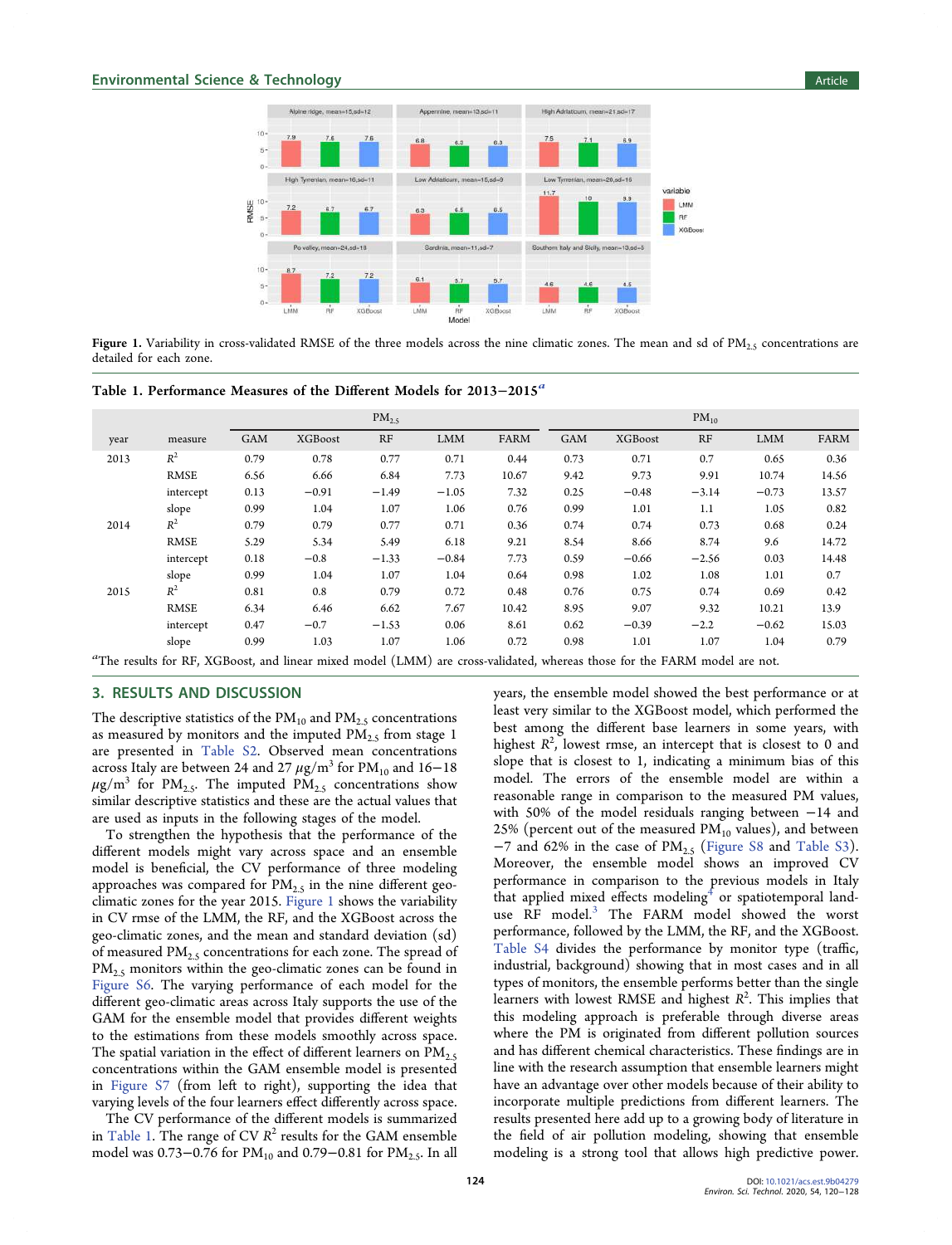**Figure 1.** Variability in cross-validated RMSE of the three models across the nine climatic zones. The mean and sd of $PM_{2.5}$ concentrations are detailed for each zone.

**Table 1. Performance Measures of the Different Models for 2013−2015**[a]

| | | $PM_{2.5}$ | | | | | $PM_{10}$ | | | | |
|---|---|---|---|---|---|---|---|---|---|---|---|
| year | measure | GAM | XGBoost | RF | LMM | FARM | GAM | XGBoost | RF | LMM | FARM |
| 2013 | $R^2$ | 0.79 | 0.78 | 0.77 | 0.71 | 0.44 | 0.73 | 0.71 | 0.7 | 0.65 | 0.36 |
| | RMSE | 6.56 | 6.66 | 6.84 | 7.73 | 10.67 | 9.42 | 9.73 | 9.91 | 10.74 | 14.56 |
| | intercept | 0.13 | −0.91 | −1.49 | −1.05 | 7.32 | 0.25 | −0.48 | −3.14 | −0.73 | 13.57 |
| | slope | 0.99 | 1.04 | 1.07 | 1.06 | 0.76 | 0.99 | 1.01 | 1.1 | 1.05 | 0.82 |
| 2014 | $R^2$ | 0.79 | 0.79 | 0.77 | 0.71 | 0.36 | 0.74 | 0.74 | 0.73 | 0.68 | 0.24 |
| | RMSE | 5.29 | 5.34 | 5.49 | 6.18 | 9.21 | 8.54 | 8.66 | 8.74 | 9.6 | 14.72 |
| | intercept | 0.18 | −0.8 | −1.33 | −0.84 | 7.73 | 0.59 | −0.66 | −2.56 | 0.03 | 14.48 |
| | slope | 0.99 | 1.04 | 1.07 | 1.04 | 0.64 | 0.98 | 1.02 | 1.08 | 1.01 | 0.7 |
| 2015 | $R^2$ | 0.81 | 0.8 | 0.79 | 0.72 | 0.48 | 0.76 | 0.75 | 0.74 | 0.69 | 0.42 |
| | RMSE | 6.34 | 6.46 | 6.62 | 7.67 | 10.42 | 8.95 | 9.07 | 9.32 | 10.21 | 13.9 |
| | intercept | 0.47 | −0.7 | −1.53 | 0.06 | 8.61 | 0.62 | −0.39 | −2.2 | −0.62 | 15.03 |
| | slope | 0.99 | 1.03 | 1.07 | 1.06 | 0.72 | 0.98 | 1.01 | 1.07 | 1.04 | 0.79 |

[a]The results for RF, XGBoost, and linear mixed model (LMM) are cross-validated, whereas those for the FARM model are not.

## 3. RESULTS AND DISCUSSION

The descriptive statistics of the $PM_{10}$ and $PM_{2.5}$ concentrations as measured by monitors and the imputed $PM_{2.5}$ from stage 1 are presented in Table S2. Observed mean concentrations across Italy are between 24 and 27 $\mu g/m^3$ for $PM_{10}$ and 16−18 $\mu g/m^3$ for $PM_{2.5}$. The imputed $PM_{2.5}$ concentrations show similar descriptive statistics and these are the actual values that are used as inputs in the following stages of the model.

To strengthen the hypothesis that the performance of the different models might vary across space and an ensemble model is beneficial, the CV performance of three modeling approaches was compared for $PM_{2.5}$ in the nine different geo-climatic zones for the year 2015. Figure 1 shows the variability in CV rmse of the LMM, the RF, and the XGBoost across the geo-climatic zones, and the mean and standard deviation (sd) of measured $PM_{2.5}$ concentrations for each zone. The spread of $PM_{2.5}$ monitors within the geo-climatic zones can be found in Figure S6. The varying performance of each model for the different geo-climatic areas across Italy supports the use of the GAM for the ensemble model that provides different weights to the estimations from these models smoothly across space. The spatial variation in the effect of different learners on $PM_{2.5}$ concentrations within the GAM ensemble model is presented in Figure S7 (from left to right), supporting the idea that varying levels of the four learners effect differently across space.

The CV performance of the different models is summarized in Table 1. The range of CV $R^2$ results for the GAM ensemble model was 0.73−0.76 for $PM_{10}$ and 0.79−0.81 for $PM_{2.5}$. In all years, the ensemble model showed the best performance or at least very similar to the XGBoost model, which performed the best among the different base learners in some years, with highest $R^2$, lowest rmse, an intercept that is closest to 0 and slope that is closest to 1, indicating a minimum bias of this model. The errors of the ensemble model are within a reasonable range in comparison to the measured PM values, with 50% of the model residuals ranging between −14 and 25% (percent out of the measured $PM_{10}$ values), and between −7 and 62% in the case of $PM_{2.5}$ (Figure S8 and Table S3). Moreover, the ensemble model shows an improved CV performance in comparison to the previous models in Italy that applied mixed effects modeling[4] or spatiotemporal land-use RF model.[3] The FARM model showed the worst performance, followed by the LMM, the RF, and the XGBoost. Table S4 divides the performance by monitor type (traffic, industrial, background) showing that in most cases and in all types of monitors, the ensemble performs better than the single learners with lowest RMSE and highest $R^2$. This implies that this modeling approach is preferable through diverse areas where the PM is originated from different pollution sources and has different chemical characteristics. These findings are in line with the research assumption that ensemble learners might have an advantage over other models because of their ability to incorporate multiple predictions from different learners. The results presented here add up to a growing body of literature in the field of air pollution modeling, showing that ensemble modeling is a strong tool that allows high predictive power.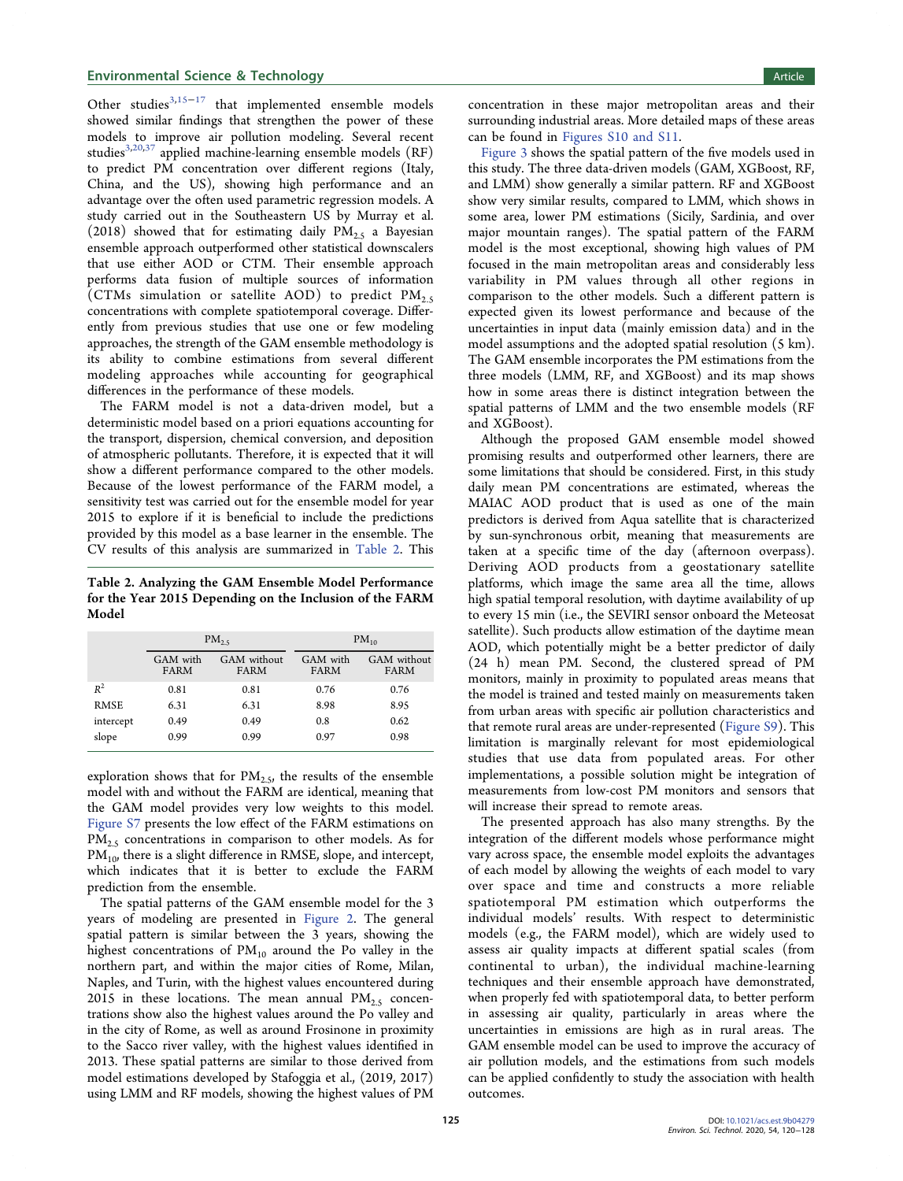Other studies[3,15−17] that implemented ensemble models showed similar findings that strengthen the power of these models to improve air pollution modeling. Several recent studies[3,20,37] applied machine-learning ensemble models (RF) to predict PM concentration over different regions (Italy, China, and the US), showing high performance and an advantage over the often used parametric regression models. A study carried out in the Southeastern US by Murray et al. (2018) showed that for estimating daily $PM_{2.5}$ a Bayesian ensemble approach outperformed other statistical downscalers that use either AOD or CTM. Their ensemble approach performs data fusion of multiple sources of information (CTMs simulation or satellite AOD) to predict $PM_{2.5}$ concentrations with complete spatiotemporal coverage. Differently from previous studies that use one or few modeling approaches, the strength of the GAM ensemble methodology is its ability to combine estimations from several different modeling approaches while accounting for geographical differences in the performance of these models.

The FARM model is not a data-driven model, but a deterministic model based on a priori equations accounting for the transport, dispersion, chemical conversion, and deposition of atmospheric pollutants. Therefore, it is expected that it will show a different performance compared to the other models. Because of the lowest performance of the FARM model, a sensitivity test was carried out for the ensemble model for year 2015 to explore if it is beneficial to include the predictions provided by this model as a base learner in the ensemble. The CV results of this analysis are summarized in Table 2. This exploration shows that for $PM_{2.5}$, the results of the ensemble model with and without the FARM are identical, meaning that the GAM model provides very low weights to this model. Figure S7 presents the low effect of the FARM estimations on $PM_{2.5}$ concentrations in comparison to other models. As for $PM_{10}$, there is a slight difference in RMSE, slope, and intercept, which indicates that it is better to exclude the FARM prediction from the ensemble.

**Table 2. Analyzing the GAM Ensemble Model Performance for the Year 2015 Depending on the Inclusion of the FARM Model**

| | $PM_{2.5}$ | | $PM_{10}$ | |
|---|---|---|---|---|
| | GAM with FARM | GAM without FARM | GAM with FARM | GAM without FARM |
| $R^2$ | 0.81 | 0.81 | 0.76 | 0.76 |
| RMSE | 6.31 | 6.31 | 8.98 | 8.95 |
| intercept | 0.49 | 0.49 | 0.8 | 0.62 |
| slope | 0.99 | 0.99 | 0.97 | 0.98 |

The spatial patterns of the GAM ensemble model for the 3 years of modeling are presented in Figure 2. The general spatial pattern is similar between the 3 years, showing the highest concentrations of $PM_{10}$ around the Po valley in the northern part, and within the major cities of Rome, Milan, Naples, and Turin, with the highest values encountered during 2015 in these locations. The mean annual $PM_{2.5}$ concentrations show also the highest values around the Po valley and in the city of Rome, as well as around Frosinone in proximity to the Sacco river valley, with the highest values identified in 2013. These spatial patterns are similar to those derived from model estimations developed by Stafoggia et al., (2019, 2017) using LMM and RF models, showing the highest values of PM concentration in these major metropolitan areas and their surrounding industrial areas. More detailed maps of these areas can be found in Figures S10 and S11.

Figure 3 shows the spatial pattern of the five models used in this study. The three data-driven models (GAM, XGBoost, RF, and LMM) show generally a similar pattern. RF and XGBoost show very similar results, compared to LMM, which shows in some area, lower PM estimations (Sicily, Sardinia, and over major mountain ranges). The spatial pattern of the FARM model is the most exceptional, showing high values of PM focused in the main metropolitan areas and considerably less variability in PM values through all other regions in comparison to the other models. Such a different pattern is expected given its lowest performance and because of the uncertainties in input data (mainly emission data) and in the model assumptions and the adopted spatial resolution (5 km). The GAM ensemble incorporates the PM estimations from the three models (LMM, RF, and XGBoost) and its map shows how in some areas there is distinct integration between the spatial patterns of LMM and the two ensemble models (RF and XGBoost).

Although the proposed GAM ensemble model showed promising results and outperformed other learners, there are some limitations that should be considered. First, in this study daily mean PM concentrations are estimated, whereas the MAIAC AOD product that is used as one of the main predictors is derived from Aqua satellite that is characterized by sun-synchronous orbit, meaning that measurements are taken at a specific time of the day (afternoon overpass). Deriving AOD products from a geostationary satellite platforms, which image the same area all the time, allows high spatial temporal resolution, with daytime availability of up to every 15 min (i.e., the SEVIRI sensor onboard the Meteosat satellite). Such products allow estimation of the daytime mean AOD, which potentially might be a better predictor of daily (24 h) mean PM. Second, the clustered spread of PM monitors, mainly in proximity to populated areas means that the model is trained and tested mainly on measurements taken from urban areas with specific air pollution characteristics and that remote rural areas are under-represented (Figure S9). This limitation is marginally relevant for most epidemiological studies that use data from populated areas. For other implementations, a possible solution might be integration of measurements from low-cost PM monitors and sensors that will increase their spread to remote areas.

The presented approach has also many strengths. By the integration of the different models whose performance might vary across space, the ensemble model exploits the advantages of each model by allowing the weights of each model to vary over space and time and constructs a more reliable spatiotemporal PM estimation which outperforms the individual models' results. With respect to deterministic models (e.g., the FARM model), which are widely used to assess air quality impacts at different spatial scales (from continental to urban), the individual machine-learning techniques and their ensemble approach have demonstrated, when properly fed with spatiotemporal data, to better perform in assessing air quality, particularly in areas where the uncertainties in emissions are high as in rural areas. The GAM ensemble model can be used to improve the accuracy of air pollution models, and the estimations from such models can be applied confidently to study the association with health outcomes.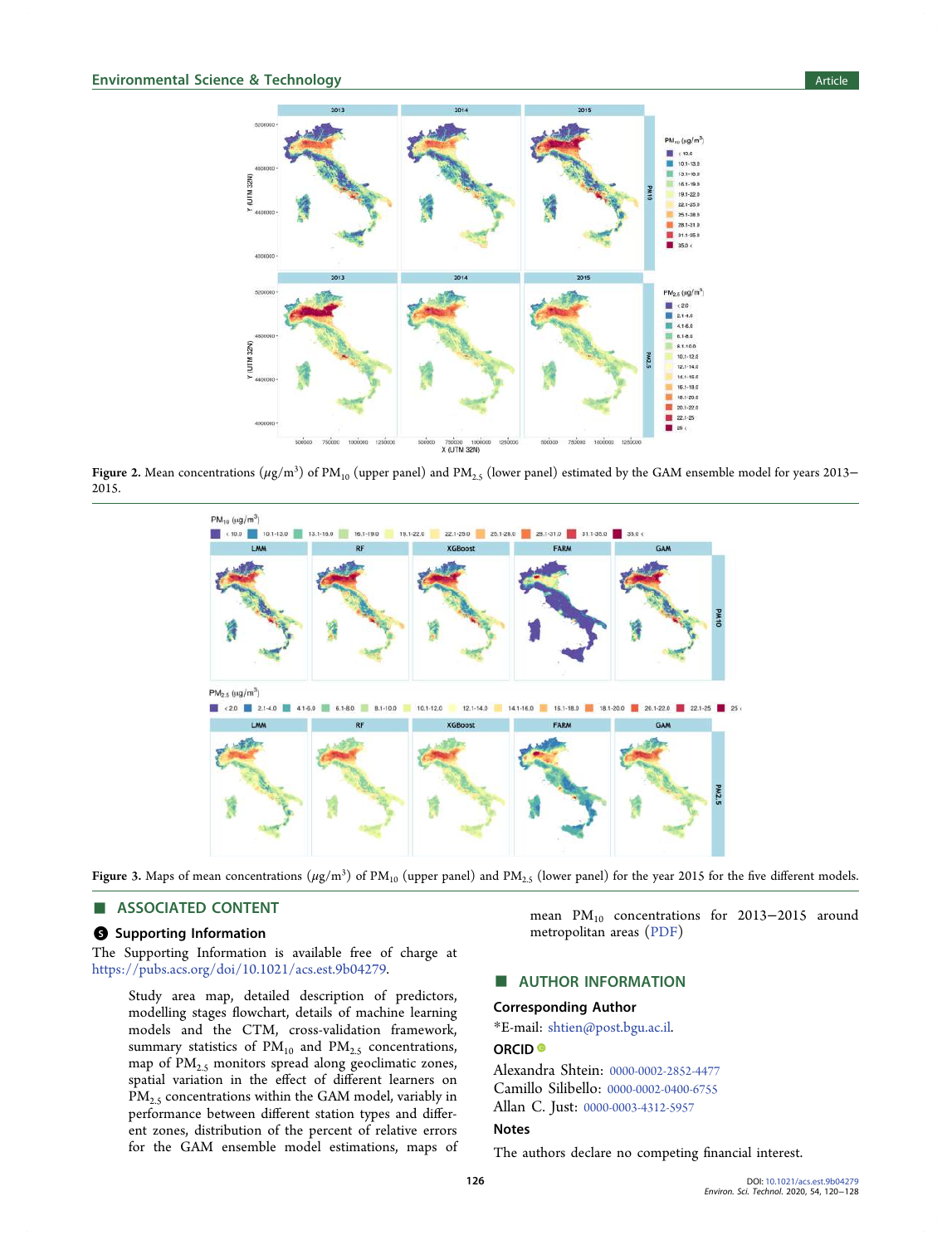Figure 2. Mean concentrations ($\mu$g/m$^3$) of $PM_{10}$ (upper panel) and $PM_{2.5}$ (lower panel) estimated by the GAM ensemble model for years 2013–2015.

Figure 3. Maps of mean concentrations ($\mu$g/m$^3$) of $PM_{10}$ (upper panel) and $PM_{2.5}$ (lower panel) for the year 2015 for the five different models.

## ■ ASSOCIATED CONTENT

### Supporting Information

The Supporting Information is available free of charge at https://pubs.acs.org/doi/10.1021/acs.est.9b04279.

> Study area map, detailed description of predictors, modelling stages flowchart, details of machine learning models and the CTM, cross-validation framework, summary statistics of $PM_{10}$ and $PM_{2.5}$ concentrations, map of $PM_{2.5}$ monitors spread along geoclimatic zones, spatial variation in the effect of different learners on $PM_{2.5}$ concentrations within the GAM model, variably in performance between different station types and different zones, distribution of the percent of relative errors for the GAM ensemble model estimations, maps of mean $PM_{10}$ concentrations for 2013–2015 around metropolitan areas (PDF)

## ■ AUTHOR INFORMATION

### Corresponding Author

*E-mail: shtien@post.bgu.ac.il.

### ORCID

Alexandra Shtein: 0000-0002-2852-4477

Camillo Silibello: 0000-0002-0400-6755

Allan C. Just: 0000-0003-4312-5957

### Notes

The authors declare no competing financial interest.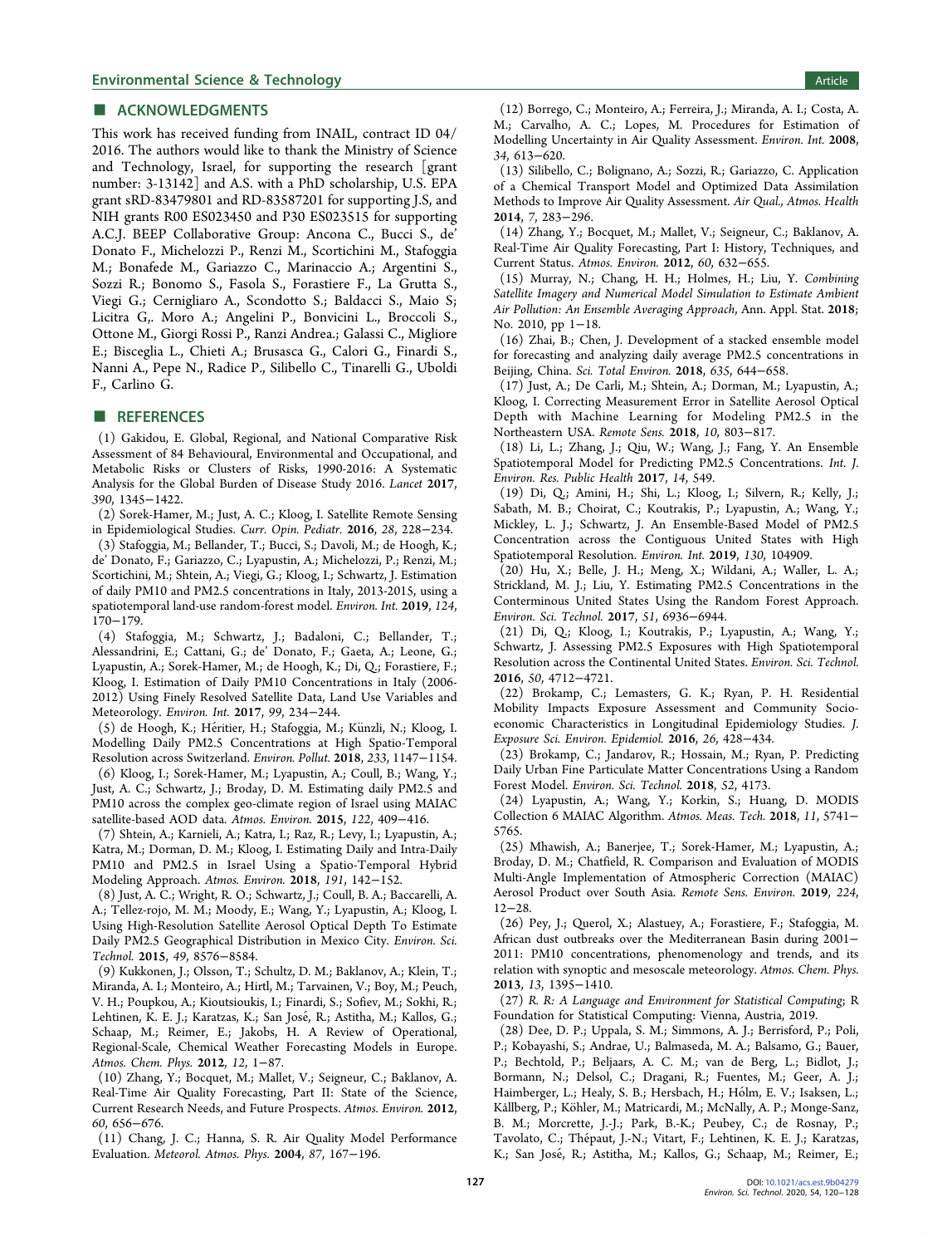## ■ ACKNOWLEDGMENTS

This work has received funding from INAIL, contract ID 04/2016. The authors would like to thank the Ministry of Science and Technology, Israel, for supporting the research [grant number: 3-13142] and A.S. with a PhD scholarship, U.S. EPA grant sRD-83479801 and RD-83587201 for supporting J.S, and NIH grants R00 ES023450 and P30 ES023515 for supporting A.C.J. BEEP Collaborative Group: Ancona C., Bucci S., de' Donato F., Michelozzi P., Renzi M., Scortichini M., Stafoggia M.; Bonafede M., Gariazzo C., Marinaccio A.; Argentini S., Sozzi R.; Bonomo S., Fasola S., Forastiere F., La Grutta S., Viegi G.; Cernigliaro A., Scondotto S.; Baldacci S., Maio S; Licitra G,. Moro A.; Angelini P., Bonvicini L., Broccoli S., Ottone M., Giorgi Rossi P., Ranzi Andrea.; Galassi C., Migliore E.; Bisceglia L., Chieti A.; Brusasca G., Calori G., Finardi S., Nanni A., Pepe N., Radice P., Silibello C., Tinarelli G., Uboldi F., Carlino G.

## ■ REFERENCES

(1) Gakidou, E. Global, Regional, and National Comparative Risk Assessment of 84 Behavioural, Environmental and Occupational, and Metabolic Risks or Clusters of Risks, 1990-2016: A Systematic Analysis for the Global Burden of Disease Study 2016. *Lancet* **2017**, *390*, 1345−1422.

(2) Sorek-Hamer, M.; Just, A. C.; Kloog, I. Satellite Remote Sensing in Epidemiological Studies. *Curr. Opin. Pediatr.* **2016**, *28*, 228−234.

(3) Stafoggia, M.; Bellander, T.; Bucci, S.; Davoli, M.; de Hoogh, K.; de' Donato, F.; Gariazzo, C.; Lyapustin, A.; Michelozzi, P.; Renzi, M.; Scortichini, M.; Shtein, A.; Viegi, G.; Kloog, I.; Schwartz, J. Estimation of daily PM10 and PM2.5 concentrations in Italy, 2013-2015, using a spatiotemporal land-use random-forest model. *Environ. Int.* **2019**, *124*, 170−179.

(4) Stafoggia, M.; Schwartz, J.; Badaloni, C.; Bellander, T.; Alessandrini, E.; Cattani, G.; de' Donato, F.; Gaeta, A.; Leone, G.; Lyapustin, A.; Sorek-Hamer, M.; de Hoogh, K.; Di, Q.; Forastiere, F.; Kloog, I. Estimation of Daily PM10 Concentrations in Italy (2006-2012) Using Finely Resolved Satellite Data, Land Use Variables and Meteorology. *Environ. Int.* **2017**, *99*, 234−244.

(5) de Hoogh, K.; Héritier, H.; Stafoggia, M.; Künzli, N.; Kloog, I. Modelling Daily PM2.5 Concentrations at High Spatio-Temporal Resolution across Switzerland. *Environ. Pollut.* **2018**, *233*, 1147−1154.

(6) Kloog, I.; Sorek-Hamer, M.; Lyapustin, A.; Coull, B.; Wang, Y.; Just, A. C.; Schwartz, J.; Broday, D. M. Estimating daily PM2.5 and PM10 across the complex geo-climate region of Israel using MAIAC satellite-based AOD data. *Atmos. Environ.* **2015**, *122*, 409−416.

(7) Shtein, A.; Karnieli, A.; Katra, I.; Raz, R.; Levy, I.; Lyapustin, A.; Katra, M.; Dorman, D. M.; Kloog, I. Estimating Daily and Intra-Daily PM10 and PM2.5 in Israel Using a Spatio-Temporal Hybrid Modeling Approach. *Atmos. Environ.* **2018**, *191*, 142−152.

(8) Just, A. C.; Wright, R. O.; Schwartz, J.; Coull, B. A.; Baccarelli, A. A.; Tellez-rojo, M. M.; Moody, E.; Wang, Y.; Lyapustin, A.; Kloog, I. Using High-Resolution Satellite Aerosol Optical Depth To Estimate Daily PM2.5 Geographical Distribution in Mexico City. *Environ. Sci. Technol.* **2015**, *49*, 8576−8584.

(9) Kukkonen, J.; Olsson, T.; Schultz, D. M.; Baklanov, A.; Klein, T.; Miranda, A. I.; Monteiro, A.; Hirtl, M.; Tarvainen, V.; Boy, M.; Peuch, V. H.; Poupkou, A.; Kioutsioukis, I.; Finardi, S.; Sofiev, M.; Sokhi, R.; Lehtinen, K. E. J.; Karatzas, K.; San José, R.; Astitha, M.; Kallos, G.; Schaap, M.; Reimer, E.; Jakobs, H. A Review of Operational, Regional-Scale, Chemical Weather Forecasting Models in Europe. *Atmos. Chem. Phys.* **2012**, *12*, 1−87.

(10) Zhang, Y.; Bocquet, M.; Mallet, V.; Seigneur, C.; Baklanov, A. Real-Time Air Quality Forecasting, Part II: State of the Science, Current Research Needs, and Future Prospects. *Atmos. Environ.* **2012**, *60*, 656−676.

(11) Chang, J. C.; Hanna, S. R. Air Quality Model Performance Evaluation. *Meteorol. Atmos. Phys.* **2004**, *87*, 167−196.

(12) Borrego, C.; Monteiro, A.; Ferreira, J.; Miranda, A. I.; Costa, A. M.; Carvalho, A. C.; Lopes, M. Procedures for Estimation of Modelling Uncertainty in Air Quality Assessment. *Environ. Int.* **2008**, *34*, 613−620.

(13) Silibello, C.; Bolignano, A.; Sozzi, R.; Gariazzo, C. Application of a Chemical Transport Model and Optimized Data Assimilation Methods to Improve Air Quality Assessment. *Air Qual., Atmos. Health* **2014**, *7*, 283−296.

(14) Zhang, Y.; Bocquet, M.; Mallet, V.; Seigneur, C.; Baklanov, A. Real-Time Air Quality Forecasting, Part I: History, Techniques, and Current Status. *Atmos. Environ.* **2012**, *60*, 632−655.

(15) Murray, N.; Chang, H. H.; Holmes, H.; Liu, Y. *Combining Satellite Imagery and Numerical Model Simulation to Estimate Ambient Air Pollution: An Ensemble Averaging Approach*, Ann. Appl. Stat. **2018**; No. 2010, pp 1−18.

(16) Zhai, B.; Chen, J. Development of a stacked ensemble model for forecasting and analyzing daily average PM2.5 concentrations in Beijing, China. *Sci. Total Environ.* **2018**, *635*, 644−658.

(17) Just, A.; De Carli, M.; Shtein, A.; Dorman, M.; Lyapustin, A.; Kloog, I. Correcting Measurement Error in Satellite Aerosol Optical Depth with Machine Learning for Modeling PM2.5 in the Northeastern USA. *Remote Sens.* **2018**, *10*, 803−817.

(18) Li, L.; Zhang, J.; Qiu, W.; Wang, J.; Fang, Y. An Ensemble Spatiotemporal Model for Predicting PM2.5 Concentrations. *Int. J. Environ. Res. Public Health* **2017**, *14*, 549.

(19) Di, Q.; Amini, H.; Shi, L.; Kloog, I.; Silvern, R.; Kelly, J.; Sabath, M. B.; Choirat, C.; Koutrakis, P.; Lyapustin, A.; Wang, Y.; Mickley, L. J.; Schwartz, J. An Ensemble-Based Model of PM2.5 Concentration across the Contiguous United States with High Spatiotemporal Resolution. *Environ. Int.* **2019**, *130*, 104909.

(20) Hu, X.; Belle, J. H.; Meng, X.; Wildani, A.; Waller, L. A.; Strickland, M. J.; Liu, Y. Estimating PM2.5 Concentrations in the Conterminous United States Using the Random Forest Approach. *Environ. Sci. Technol.* **2017**, *51*, 6936−6944.

(21) Di, Q.; Kloog, I.; Koutrakis, P.; Lyapustin, A.; Wang, Y.; Schwartz, J. Assessing PM2.5 Exposures with High Spatiotemporal Resolution across the Continental United States. *Environ. Sci. Technol.* **2016**, *50*, 4712−4721.

(22) Brokamp, C.; Lemasters, G. K.; Ryan, P. H. Residential Mobility Impacts Exposure Assessment and Community Socioeconomic Characteristics in Longitudinal Epidemiology Studies. *J. Exposure Sci. Environ. Epidemiol.* **2016**, *26*, 428−434.

(23) Brokamp, C.; Jandarov, R.; Hossain, M.; Ryan, P. Predicting Daily Urban Fine Particulate Matter Concentrations Using a Random Forest Model. *Environ. Sci. Technol.* **2018**, *52*, 4173.

(24) Lyapustin, A.; Wang, Y.; Korkin, S.; Huang, D. MODIS Collection 6 MAIAC Algorithm. *Atmos. Meas. Tech.* **2018**, *11*, 5741−5765.

(25) Mhawish, A.; Banerjee, T.; Sorek-Hamer, M.; Lyapustin, A.; Broday, D. M.; Chatfield, R. Comparison and Evaluation of MODIS Multi-Angle Implementation of Atmospheric Correction (MAIAC) Aerosol Product over South Asia. *Remote Sens. Environ.* **2019**, *224*, 12−28.

(26) Pey, J.; Querol, X.; Alastuey, A.; Forastiere, F.; Stafoggia, M. African dust outbreaks over the Mediterranean Basin during 2001−2011: PM10 concentrations, phenomenology and trends, and its relation with synoptic and mesoscale meteorology. *Atmos. Chem. Phys.* **2013**, *13*, 1395−1410.

(27) *R. R: A Language and Environment for Statistical Computing*; R Foundation for Statistical Computing: Vienna, Austria, 2019.

(28) Dee, D. P.; Uppala, S. M.; Simmons, A. J.; Berrisford, P.; Poli, P.; Kobayashi, S.; Andrae, U.; Balmaseda, M. A.; Balsamo, G.; Bauer, P.; Bechtold, P.; Beljaars, A. C. M.; van de Berg, L.; Bidlot, J.; Bormann, N.; Delsol, C.; Dragani, R.; Fuentes, M.; Geer, A. J.; Haimberger, L.; Healy, S. B.; Hersbach, H.; Hólm, E. V.; Isaksen, L.; Kållberg, P.; Köhler, M.; Matricardi, M.; McNally, A. P.; Monge-Sanz, B. M.; Morcrette, J.-J.; Park, B.-K.; Peubey, C.; de Rosnay, P.; Tavolato, C.; Thépaut, J.-N.; Vitart, F.; Lehtinen, K. E. J.; Karatzas, K.; San José, R.; Astitha, M.; Kallos, G.; Schaap, M.; Reimer, E.;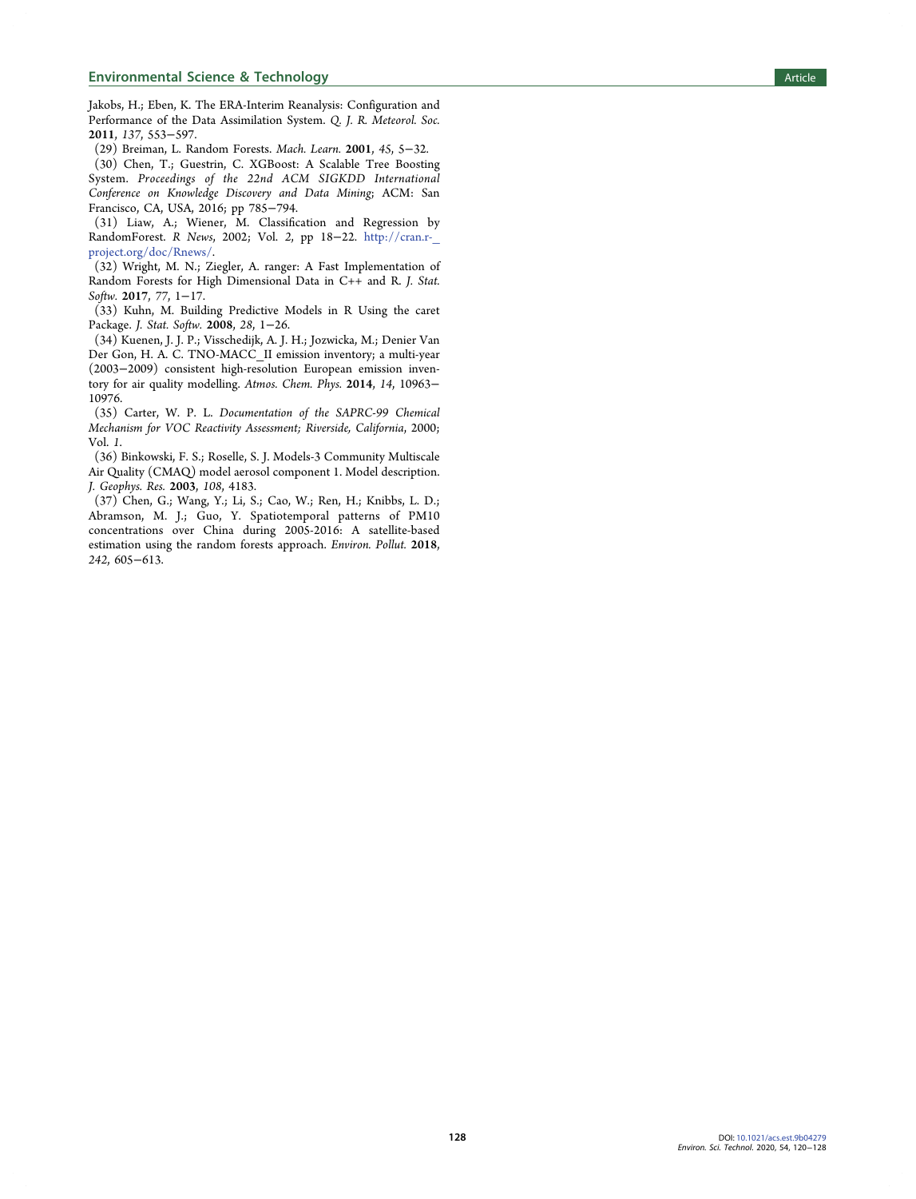Jakobs, H.; Eben, K. The ERA-Interim Reanalysis: Configuration and Performance of the Data Assimilation System. *Q. J. R. Meteorol. Soc.* **2011**, *137*, 553−597.

(29) Breiman, L. Random Forests. *Mach. Learn.* **2001**, *45*, 5−32.

(30) Chen, T.; Guestrin, C. XGBoost: A Scalable Tree Boosting System. *Proceedings of the 22nd ACM SIGKDD International Conference on Knowledge Discovery and Data Mining*; ACM: San Francisco, CA, USA, 2016; pp 785−794.

(31) Liaw, A.; Wiener, M. Classification and Regression by RandomForest. *R News*, 2002; Vol. *2*, pp 18−22. http://cran.r-project.org/doc/Rnews/.

(32) Wright, M. N.; Ziegler, A. ranger: A Fast Implementation of Random Forests for High Dimensional Data in C++ and R. *J. Stat. Softw.* **2017**, *77*, 1−17.

(33) Kuhn, M. Building Predictive Models in R Using the caret Package. *J. Stat. Softw.* **2008**, *28*, 1−26.

(34) Kuenen, J. J. P.; Visschedijk, A. J. H.; Jozwicka, M.; Denier Van Der Gon, H. A. C. TNO-MACC_II emission inventory; a multi-year (2003−2009) consistent high-resolution European emission inventory for air quality modelling. *Atmos. Chem. Phys.* **2014**, *14*, 10963−10976.

(35) Carter, W. P. L. *Documentation of the SAPRC-99 Chemical Mechanism for VOC Reactivity Assessment; Riverside, California*, 2000; Vol. *1*.

(36) Binkowski, F. S.; Roselle, S. J. Models-3 Community Multiscale Air Quality (CMAQ) model aerosol component 1. Model description. *J. Geophys. Res.* **2003**, *108*, 4183.

(37) Chen, G.; Wang, Y.; Li, S.; Cao, W.; Ren, H.; Knibbs, L. D.; Abramson, M. J.; Guo, Y. Spatiotemporal patterns of PM10 concentrations over China during 2005-2016: A satellite-based estimation using the random forests approach. *Environ. Pollut.* **2018**, *242*, 605−613.